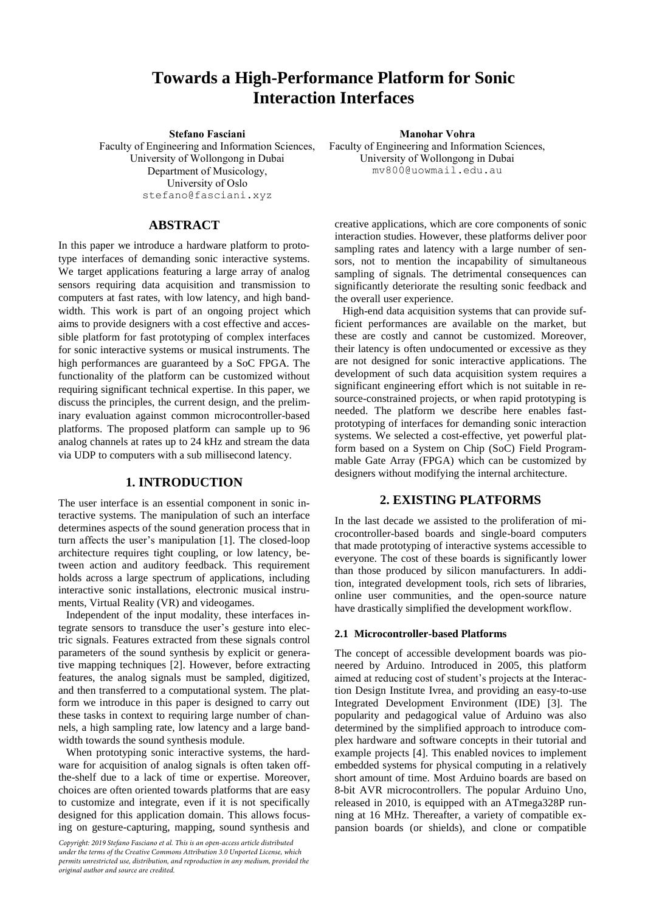# Towards a High-Performance Platform for Sonic Interaction Interfaces

**Stefano Fasciani**
Faculty of Engineering and Information Sciences,
University of Wollongong in Dubai
Department of Musicology,
University of Oslo
stefano@fasciani.xyz

**Manohar Vohra**
Faculty of Engineering and Information Sciences,
University of Wollongong in Dubai
mv800@uowmail.edu.au

## ABSTRACT

In this paper we introduce a hardware platform to prototype interfaces of demanding sonic interactive systems. We target applications featuring a large array of analog sensors requiring data acquisition and transmission to computers at fast rates, with low latency, and high bandwidth. This work is part of an ongoing project which aims to provide designers with a cost effective and accessible platform for fast prototyping of complex interfaces for sonic interactive systems or musical instruments. The high performances are guaranteed by a SoC FPGA. The functionality of the platform can be customized without requiring significant technical expertise. In this paper, we discuss the principles, the current design, and the preliminary evaluation against common microcontroller-based platforms. The proposed platform can sample up to 96 analog channels at rates up to 24 kHz and stream the data via UDP to computers with a sub millisecond latency.

## 1. INTRODUCTION

The user interface is an essential component in sonic interactive systems. The manipulation of such an interface determines aspects of the sound generation process that in turn affects the user's manipulation [1]. The closed-loop architecture requires tight coupling, or low latency, between action and auditory feedback. This requirement holds across a large spectrum of applications, including interactive sonic installations, electronic musical instruments, Virtual Reality (VR) and videogames.

Independent of the input modality, these interfaces integrate sensors to transduce the user's gesture into electric signals. Features extracted from these signals control parameters of the sound synthesis by explicit or generative mapping techniques [2]. However, before extracting features, the analog signals must be sampled, digitized, and then transferred to a computational system. The platform we introduce in this paper is designed to carry out these tasks in context to requiring large number of channels, a high sampling rate, low latency and a large bandwidth towards the sound synthesis module.

When prototyping sonic interactive systems, the hardware for acquisition of analog signals is often taken off-the-shelf due to a lack of time or expertise. Moreover, choices are often oriented towards platforms that are easy to customize and integrate, even if it is not specifically designed for this application domain. This allows focusing on gesture-capturing, mapping, sound synthesis and creative applications, which are core components of sonic interaction studies. However, these platforms deliver poor sampling rates and latency with a large number of sensors, not to mention the incapability of simultaneous sampling of signals. The detrimental consequences can significantly deteriorate the resulting sonic feedback and the overall user experience.

High-end data acquisition systems that can provide sufficient performances are available on the market, but these are costly and cannot be customized. Moreover, their latency is often undocumented or excessive as they are not designed for sonic interactive applications. The development of such data acquisition system requires a significant engineering effort which is not suitable in resource-constrained projects, or when rapid prototyping is needed. The platform we describe here enables fast-prototyping of interfaces for demanding sonic interaction systems. We selected a cost-effective, yet powerful platform based on a System on Chip (SoC) Field Programmable Gate Array (FPGA) which can be customized by designers without modifying the internal architecture.

## 2. EXISTING PLATFORMS

In the last decade we assisted to the proliferation of microcontroller-based boards and single-board computers that made prototyping of interactive systems accessible to everyone. The cost of these boards is significantly lower than those produced by silicon manufacturers. In addition, integrated development tools, rich sets of libraries, online user communities, and the open-source nature have drastically simplified the development workflow.

### 2.1 Microcontroller-based Platforms

The concept of accessible development boards was pioneered by Arduino. Introduced in 2005, this platform aimed at reducing cost of student's projects at the Interaction Design Institute Ivrea, and providing an easy-to-use Integrated Development Environment (IDE) [3]. The popularity and pedagogical value of Arduino was also determined by the simplified approach to introduce complex hardware and software concepts in their tutorial and example projects [4]. This enabled novices to implement embedded systems for physical computing in a relatively short amount of time. Most Arduino boards are based on 8-bit AVR microcontrollers. The popular Arduino Uno, released in 2010, is equipped with an ATmega328P running at 16 MHz. Thereafter, a variety of compatible expansion boards (or shields), and clone or compatible

*Copyright: 2019 Stefano Fasciano et al. This is an open-access article distributed under the terms of the Creative Commons Attribution 3.0 Unported License, which permits unrestricted use, distribution, and reproduction in any medium, provided the original author and source are credited.*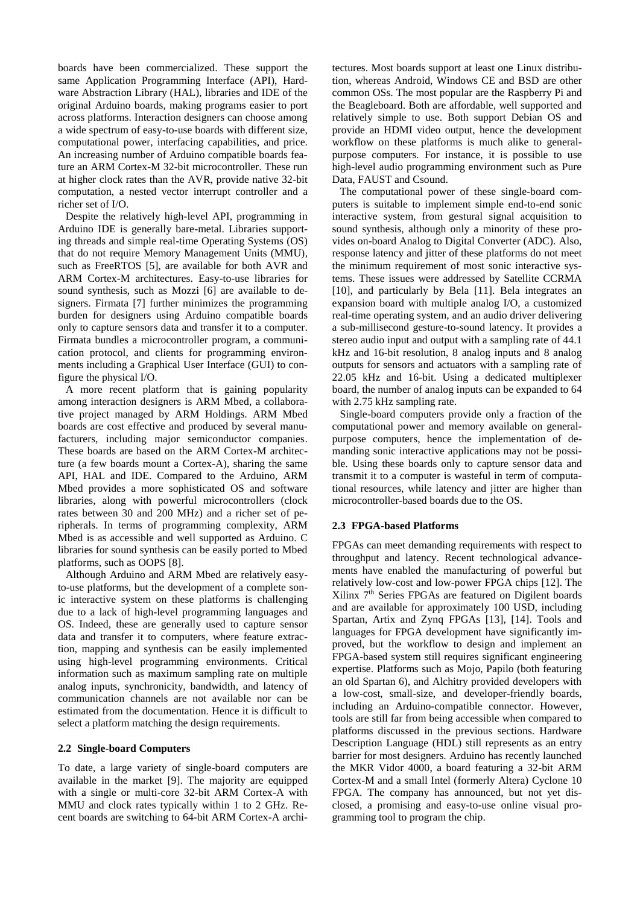boards have been commercialized. These support the same Application Programming Interface (API), Hardware Abstraction Library (HAL), libraries and IDE of the original Arduino boards, making programs easier to port across platforms. Interaction designers can choose among a wide spectrum of easy-to-use boards with different size, computational power, interfacing capabilities, and price. An increasing number of Arduino compatible boards feature an ARM Cortex-M 32-bit microcontroller. These run at higher clock rates than the AVR, provide native 32-bit computation, a nested vector interrupt controller and a richer set of I/O.

Despite the relatively high-level API, programming in Arduino IDE is generally bare-metal. Libraries supporting threads and simple real-time Operating Systems (OS) that do not require Memory Management Units (MMU), such as FreeRTOS [5], are available for both AVR and ARM Cortex-M architectures. Easy-to-use libraries for sound synthesis, such as Mozzi [6] are available to designers. Firmata [7] further minimizes the programming burden for designers using Arduino compatible boards only to capture sensors data and transfer it to a computer. Firmata bundles a microcontroller program, a communication protocol, and clients for programming environments including a Graphical User Interface (GUI) to configure the physical I/O.

A more recent platform that is gaining popularity among interaction designers is ARM Mbed, a collaborative project managed by ARM Holdings. ARM Mbed boards are cost effective and produced by several manufacturers, including major semiconductor companies. These boards are based on the ARM Cortex-M architecture (a few boards mount a Cortex-A), sharing the same API, HAL and IDE. Compared to the Arduino, ARM Mbed provides a more sophisticated OS and software libraries, along with powerful microcontrollers (clock rates between 30 and 200 MHz) and a richer set of peripherals. In terms of programming complexity, ARM Mbed is as accessible and well supported as Arduino. C libraries for sound synthesis can be easily ported to Mbed platforms, such as OOPS [8].

Although Arduino and ARM Mbed are relatively easy-to-use platforms, but the development of a complete sonic interactive system on these platforms is challenging due to a lack of high-level programming languages and OS. Indeed, these are generally used to capture sensor data and transfer it to computers, where feature extraction, mapping and synthesis can be easily implemented using high-level programming environments. Critical information such as maximum sampling rate on multiple analog inputs, synchronicity, bandwidth, and latency of communication channels are not available nor can be estimated from the documentation. Hence it is difficult to select a platform matching the design requirements.

### 2.2 Single-board Computers

To date, a large variety of single-board computers are available in the market [9]. The majority are equipped with a single or multi-core 32-bit ARM Cortex-A with MMU and clock rates typically within 1 to 2 GHz. Recent boards are switching to 64-bit ARM Cortex-A architectures. Most boards support at least one Linux distribution, whereas Android, Windows CE and BSD are other common OSs. The most popular are the Raspberry Pi and the Beagleboard. Both are affordable, well supported and relatively simple to use. Both support Debian OS and provide an HDMI video output, hence the development workflow on these platforms is much alike to general-purpose computers. For instance, it is possible to use high-level audio programming environment such as Pure Data, FAUST and Csound.

The computational power of these single-board computers is suitable to implement simple end-to-end sonic interactive system, from gestural signal acquisition to sound synthesis, although only a minority of these provides on-board Analog to Digital Converter (ADC). Also, response latency and jitter of these platforms do not meet the minimum requirement of most sonic interactive systems. These issues were addressed by Satellite CCRMA [10], and particularly by Bela [11]. Bela integrates an expansion board with multiple analog I/O, a customized real-time operating system, and an audio driver delivering a sub-millisecond gesture-to-sound latency. It provides a stereo audio input and output with a sampling rate of 44.1 kHz and 16-bit resolution, 8 analog inputs and 8 analog outputs for sensors and actuators with a sampling rate of 22.05 kHz and 16-bit. Using a dedicated multiplexer board, the number of analog inputs can be expanded to 64 with 2.75 kHz sampling rate.

Single-board computers provide only a fraction of the computational power and memory available on general-purpose computers, hence the implementation of demanding sonic interactive applications may not be possible. Using these boards only to capture sensor data and transmit it to a computer is wasteful in term of computational resources, while latency and jitter are higher than microcontroller-based boards due to the OS.

### 2.3 FPGA-based Platforms

FPGAs can meet demanding requirements with respect to throughput and latency. Recent technological advancements have enabled the manufacturing of powerful but relatively low-cost and low-power FPGA chips [12]. The Xilinx 7th Series FPGAs are featured on Digilent boards and are available for approximately 100 USD, including Spartan, Artix and Zynq FPGAs [13], [14]. Tools and languages for FPGA development have significantly improved, but the workflow to design and implement an FPGA-based system still requires significant engineering expertise. Platforms such as Mojo, Papilo (both featuring an old Spartan 6), and Alchitry provided developers with a low-cost, small-size, and developer-friendly boards, including an Arduino-compatible connector. However, tools are still far from being accessible when compared to platforms discussed in the previous sections. Hardware Description Language (HDL) still represents as an entry barrier for most designers. Arduino has recently launched the MKR Vidor 4000, a board featuring a 32-bit ARM Cortex-M and a small Intel (formerly Altera) Cyclone 10 FPGA. The company has announced, but not yet disclosed, a promising and easy-to-use online visual programming tool to program the chip.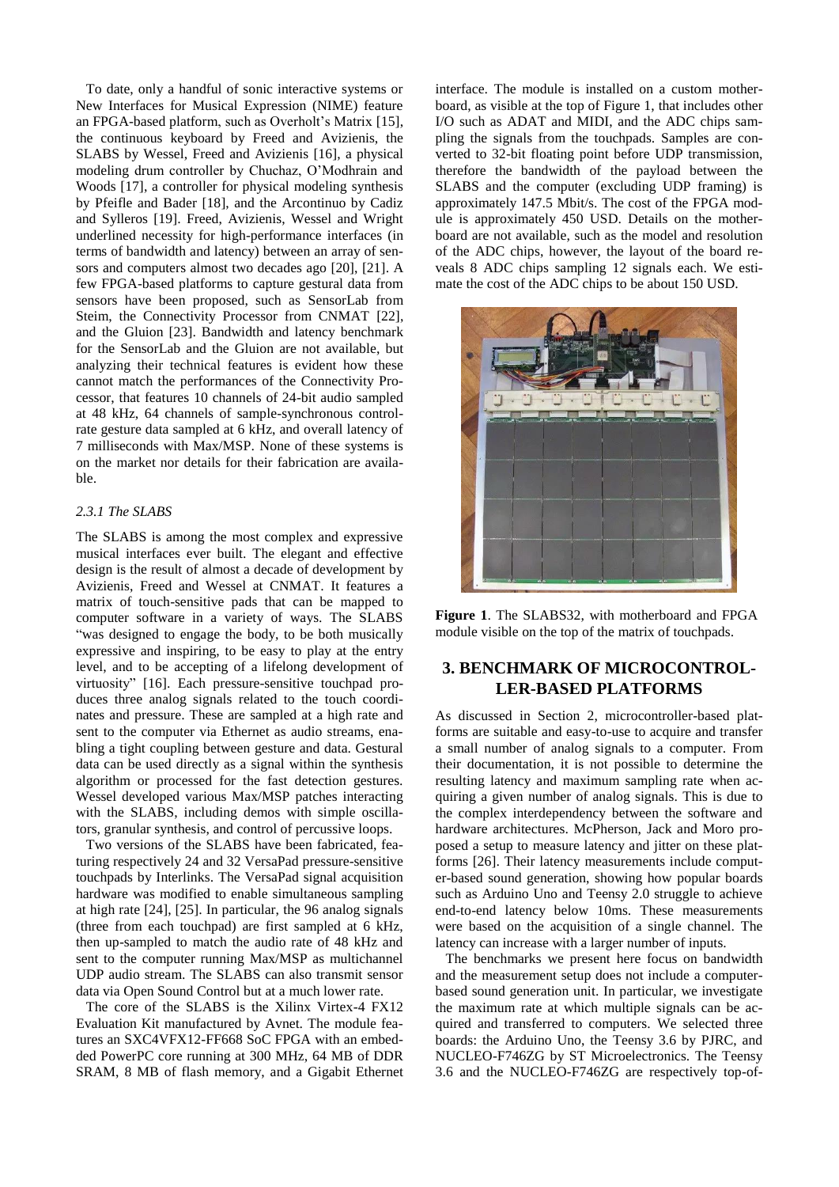To date, only a handful of sonic interactive systems or New Interfaces for Musical Expression (NIME) feature an FPGA-based platform, such as Overholt's Matrix [15], the continuous keyboard by Freed and Avizienis, the SLABS by Wessel, Freed and Avizienis [16], a physical modeling drum controller by Chuchaz, O'Modhrain and Woods [17], a controller for physical modeling synthesis by Pfeifle and Bader [18], and the Arcontinuo by Cadiz and Sylleros [19]. Freed, Avizienis, Wessel and Wright underlined necessity for high-performance interfaces (in terms of bandwidth and latency) between an array of sensors and computers almost two decades ago [20], [21]. A few FPGA-based platforms to capture gestural data from sensors have been proposed, such as SensorLab from Steim, the Connectivity Processor from CNMAT [22], and the Gluion [23]. Bandwidth and latency benchmark for the SensorLab and the Gluion are not available, but analyzing their technical features is evident how these cannot match the performances of the Connectivity Processor, that features 10 channels of 24-bit audio sampled at 48 kHz, 64 channels of sample-synchronous control-rate gesture data sampled at 6 kHz, and overall latency of 7 milliseconds with Max/MSP. None of these systems is on the market nor details for their fabrication are available.

### *2.3.1 The SLABS*

The SLABS is among the most complex and expressive musical interfaces ever built. The elegant and effective design is the result of almost a decade of development by Avizienis, Freed and Wessel at CNMAT. It features a matrix of touch-sensitive pads that can be mapped to computer software in a variety of ways. The SLABS "was designed to engage the body, to be both musically expressive and inspiring, to be easy to play at the entry level, and to be accepting of a lifelong development of virtuosity" [16]. Each pressure-sensitive touchpad produces three analog signals related to the touch coordinates and pressure. These are sampled at a high rate and sent to the computer via Ethernet as audio streams, enabling a tight coupling between gesture and data. Gestural data can be used directly as a signal within the synthesis algorithm or processed for the fast detection gestures. Wessel developed various Max/MSP patches interacting with the SLABS, including demos with simple oscillators, granular synthesis, and control of percussive loops.

Two versions of the SLABS have been fabricated, featuring respectively 24 and 32 VersaPad pressure-sensitive touchpads by Interlinks. The VersaPad signal acquisition hardware was modified to enable simultaneous sampling at high rate [24], [25]. In particular, the 96 analog signals (three from each touchpad) are first sampled at 6 kHz, then up-sampled to match the audio rate of 48 kHz and sent to the computer running Max/MSP as multichannel UDP audio stream. The SLABS can also transmit sensor data via Open Sound Control but at a much lower rate.

The core of the SLABS is the Xilinx Virtex-4 FX12 Evaluation Kit manufactured by Avnet. The module features an SXC4VFX12-FF668 SoC FPGA with an embedded PowerPC core running at 300 MHz, 64 MB of DDR SRAM, 8 MB of flash memory, and a Gigabit Ethernet interface. The module is installed on a custom motherboard, as visible at the top of Figure 1, that includes other I/O such as ADAT and MIDI, and the ADC chips sampling the signals from the touchpads. Samples are converted to 32-bit floating point before UDP transmission, therefore the bandwidth of the payload between the SLABS and the computer (excluding UDP framing) is approximately 147.5 Mbit/s. The cost of the FPGA module is approximately 450 USD. Details on the motherboard are not available, such as the model and resolution of the ADC chips, however, the layout of the board reveals 8 ADC chips sampling 12 signals each. We estimate the cost of the ADC chips to be about 150 USD.

**Figure 1**. The SLABS32, with motherboard and FPGA module visible on the top of the matrix of touchpads.

## 3. BENCHMARK OF MICROCONTROLLER-BASED PLATFORMS

As discussed in Section 2, microcontroller-based platforms are suitable and easy-to-use to acquire and transfer a small number of analog signals to a computer. From their documentation, it is not possible to determine the resulting latency and maximum sampling rate when acquiring a given number of analog signals. This is due to the complex interdependency between the software and hardware architectures. McPherson, Jack and Moro proposed a setup to measure latency and jitter on these platforms [26]. Their latency measurements include computer-based sound generation, showing how popular boards such as Arduino Uno and Teensy 2.0 struggle to achieve end-to-end latency below 10ms. These measurements were based on the acquisition of a single channel. The latency can increase with a larger number of inputs.

The benchmarks we present here focus on bandwidth and the measurement setup does not include a computer-based sound generation unit. In particular, we investigate the maximum rate at which multiple signals can be acquired and transferred to computers. We selected three boards: the Arduino Uno, the Teensy 3.6 by PJRC, and NUCLEO-F746ZG by ST Microelectronics. The Teensy 3.6 and the NUCLEO-F746ZG are respectively top-of-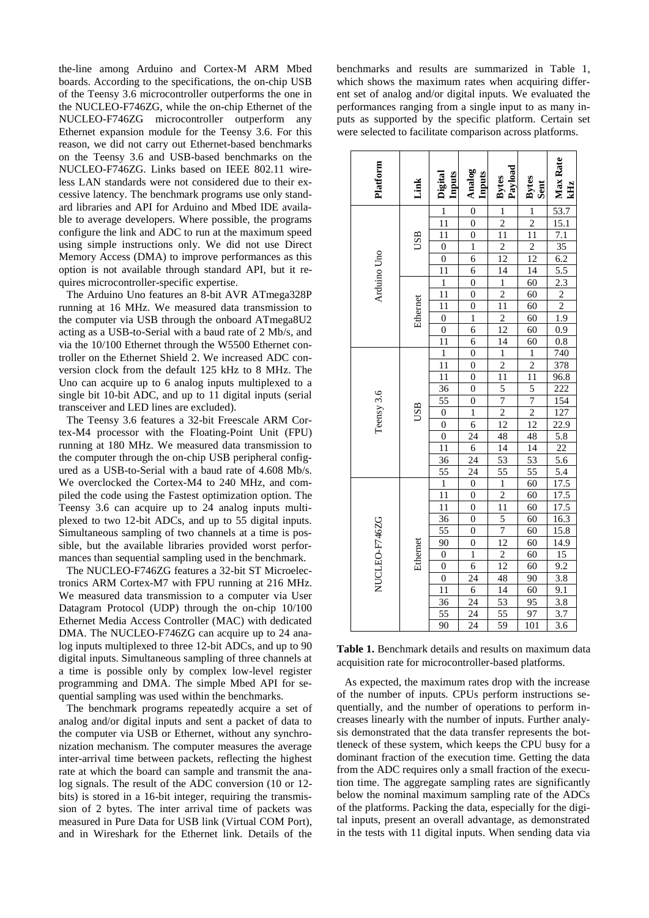the-line among Arduino and Cortex-M ARM Mbed boards. According to the specifications, the on-chip USB of the Teensy 3.6 microcontroller outperforms the one in the NUCLEO-F746ZG, while the on-chip Ethernet of the NUCLEO-F746ZG microcontroller outperform any Ethernet expansion module for the Teensy 3.6. For this reason, we did not carry out Ethernet-based benchmarks on the Teensy 3.6 and USB-based benchmarks on the NUCLEO-F746ZG. Links based on IEEE 802.11 wireless LAN standards were not considered due to their excessive latency. The benchmark programs use only standard libraries and API for Arduino and Mbed IDE available to average developers. Where possible, the programs configure the link and ADC to run at the maximum speed using simple instructions only. We did not use Direct Memory Access (DMA) to improve performances as this option is not available through standard API, but it requires microcontroller-specific expertise.

The Arduino Uno features an 8-bit AVR ATmega328P running at 16 MHz. We measured data transmission to the computer via USB through the onboard ATmega8U2 acting as a USB-to-Serial with a baud rate of 2 Mb/s, and via the 10/100 Ethernet through the W5500 Ethernet controller on the Ethernet Shield 2. We increased ADC conversion clock from the default 125 kHz to 8 MHz. The Uno can acquire up to 6 analog inputs multiplexed to a single bit 10-bit ADC, and up to 11 digital inputs (serial transceiver and LED lines are excluded).

The Teensy 3.6 features a 32-bit Freescale ARM Cortex-M4 processor with the Floating-Point Unit (FPU) running at 180 MHz. We measured data transmission to the computer through the on-chip USB peripheral configured as a USB-to-Serial with a baud rate of 4.608 Mb/s. We overclocked the Cortex-M4 to 240 MHz, and compiled the code using the Fastest optimization option. The Teensy 3.6 can acquire up to 24 analog inputs multiplexed to two 12-bit ADCs, and up to 55 digital inputs. Simultaneous sampling of two channels at a time is possible, but the available libraries provided worst performances than sequential sampling used in the benchmark.

The NUCLEO-F746ZG features a 32-bit ST Microelectronics ARM Cortex-M7 with FPU running at 216 MHz. We measured data transmission to a computer via User Datagram Protocol (UDP) through the on-chip 10/100 Ethernet Media Access Controller (MAC) with dedicated DMA. The NUCLEO-F746ZG can acquire up to 24 analog inputs multiplexed to three 12-bit ADCs, and up to 90 digital inputs. Simultaneous sampling of three channels at a time is possible only by complex low-level register programming and DMA. The simple Mbed API for sequential sampling was used within the benchmarks.

The benchmark programs repeatedly acquire a set of analog and/or digital inputs and sent a packet of data to the computer via USB or Ethernet, without any synchronization mechanism. The computer measures the average inter-arrival time between packets, reflecting the highest rate at which the board can sample and transmit the analog signals. The result of the ADC conversion (10 or 12-bits) is stored in a 16-bit integer, requiring the transmission of 2 bytes. The inter arrival time of packets was measured in Pure Data for USB link (Virtual COM Port), and in Wireshark for the Ethernet link. Details of the benchmarks and results are summarized in Table 1, which shows the maximum rates when acquiring different set of analog and/or digital inputs. We evaluated the performances ranging from a single input to as many inputs as supported by the specific platform. Certain set were selected to facilitate comparison across platforms.

| Platform | Link | Digital Inputs | Analog Inputs | Bytes Payload | Bytes Sent | Max Rate kHz |
|---|---|---|---|---|---|---|
| Arduino Uno | USB | 1 | 0 | 1 | 1 | 53.7 |
| | | 11 | 0 | 2 | 2 | 15.1 |
| | | 11 | 0 | 11 | 11 | 7.1 |
| | | 0 | 1 | 2 | 2 | 35 |
| | | 0 | 6 | 12 | 12 | 6.2 |
| | | 11 | 6 | 14 | 14 | 5.5 |
| | Ethernet | 1 | 0 | 1 | 60 | 2.3 |
| | | 11 | 0 | 2 | 60 | 2 |
| | | 11 | 0 | 11 | 60 | 2 |
| | | 0 | 1 | 2 | 60 | 1.9 |
| | | 0 | 6 | 12 | 60 | 0.9 |
| | | 11 | 6 | 14 | 60 | 0.8 |
| Teensy 3.6 | USB | 1 | 0 | 1 | 1 | 740 |
| | | 11 | 0 | 2 | 2 | 378 |
| | | 11 | 0 | 11 | 11 | 96.8 |
| | | 36 | 0 | 5 | 5 | 222 |
| | | 55 | 0 | 7 | 7 | 154 |
| | | 0 | 1 | 2 | 2 | 127 |
| | | 0 | 6 | 12 | 12 | 22.9 |
| | | 0 | 24 | 48 | 48 | 5.8 |
| | | 11 | 6 | 14 | 14 | 22 |
| | | 36 | 24 | 53 | 53 | 5.6 |
| | | 55 | 24 | 55 | 55 | 5.4 |
| NUCLEO-F746ZG | Ethernet | 1 | 0 | 1 | 60 | 17.5 |
| | | 11 | 0 | 2 | 60 | 17.5 |
| | | 11 | 0 | 11 | 60 | 17.5 |
| | | 36 | 0 | 5 | 60 | 16.3 |
| | | 55 | 0 | 7 | 60 | 15.8 |
| | | 90 | 0 | 12 | 60 | 14.9 |
| | | 0 | 1 | 2 | 60 | 15 |
| | | 0 | 6 | 12 | 60 | 9.2 |
| | | 0 | 24 | 48 | 90 | 3.8 |
| | | 11 | 6 | 14 | 60 | 9.1 |
| | | 36 | 24 | 53 | 95 | 3.8 |
| | | 55 | 24 | 55 | 97 | 3.7 |
| | | 90 | 24 | 59 | 101 | 3.6 |

**Table 1.** Benchmark details and results on maximum data acquisition rate for microcontroller-based platforms.

As expected, the maximum rates drop with the increase of the number of inputs. CPUs perform instructions sequentially, and the number of operations to perform increases linearly with the number of inputs. Further analysis demonstrated that the data transfer represents the bottleneck of these system, which keeps the CPU busy for a dominant fraction of the execution time. Getting the data from the ADC requires only a small fraction of the execution time. The aggregate sampling rates are significantly below the nominal maximum sampling rate of the ADCs of the platforms. Packing the data, especially for the digital inputs, present an overall advantage, as demonstrated in the tests with 11 digital inputs. When sending data via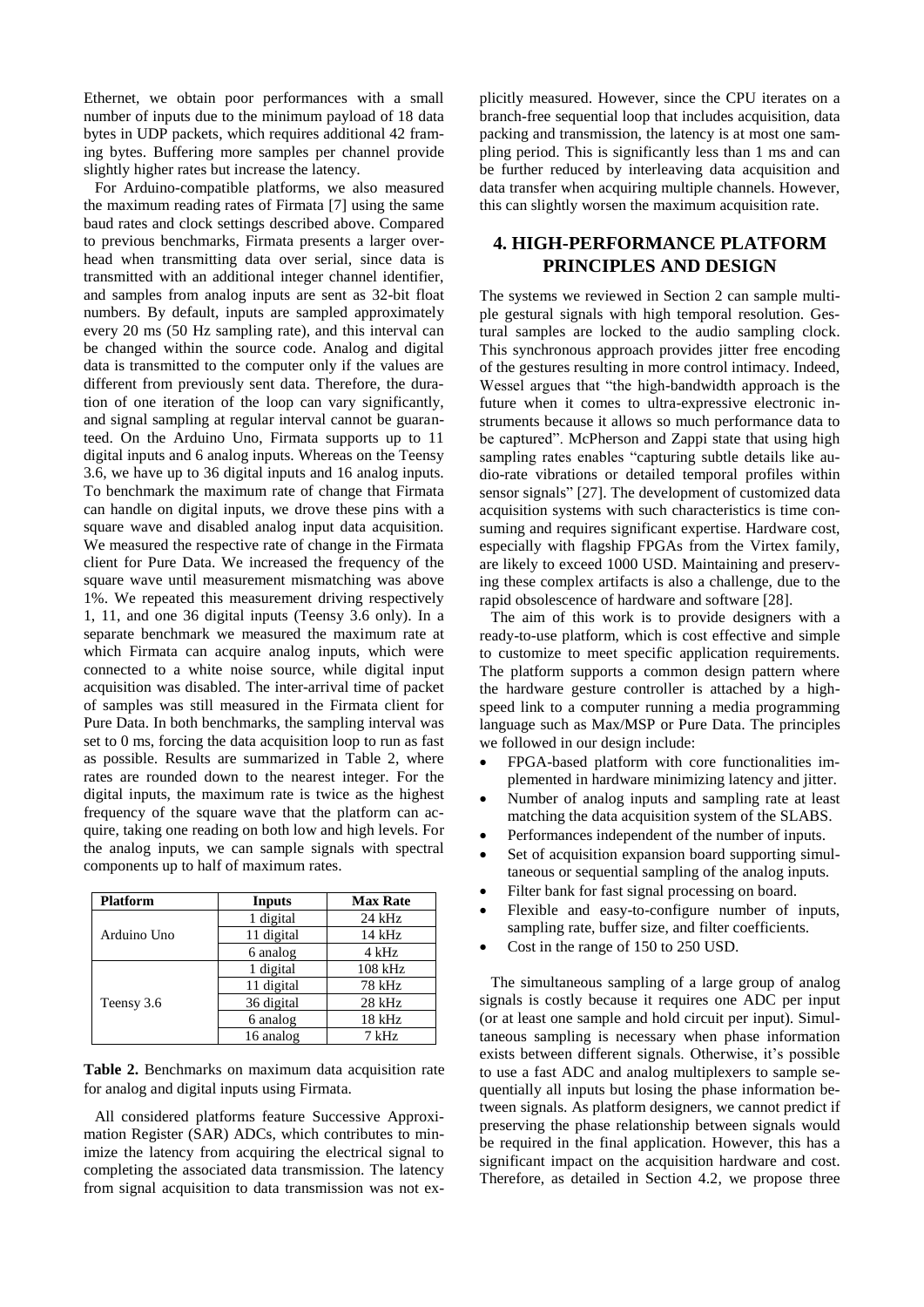Ethernet, we obtain poor performances with a small number of inputs due to the minimum payload of 18 data bytes in UDP packets, which requires additional 42 framing bytes. Buffering more samples per channel provide slightly higher rates but increase the latency.

For Arduino-compatible platforms, we also measured the maximum reading rates of Firmata [7] using the same baud rates and clock settings described above. Compared to previous benchmarks, Firmata presents a larger overhead when transmitting data over serial, since data is transmitted with an additional integer channel identifier, and samples from analog inputs are sent as 32-bit float numbers. By default, inputs are sampled approximately every 20 ms (50 Hz sampling rate), and this interval can be changed within the source code. Analog and digital data is transmitted to the computer only if the values are different from previously sent data. Therefore, the duration of one iteration of the loop can vary significantly, and signal sampling at regular interval cannot be guaranteed. On the Arduino Uno, Firmata supports up to 11 digital inputs and 6 analog inputs. Whereas on the Teensy 3.6, we have up to 36 digital inputs and 16 analog inputs. To benchmark the maximum rate of change that Firmata can handle on digital inputs, we drove these pins with a square wave and disabled analog input data acquisition. We measured the respective rate of change in the Firmata client for Pure Data. We increased the frequency of the square wave until measurement mismatching was above 1%. We repeated this measurement driving respectively 1, 11, and one 36 digital inputs (Teensy 3.6 only). In a separate benchmark we measured the maximum rate at which Firmata can acquire analog inputs, which were connected to a white noise source, while digital input acquisition was disabled. The inter-arrival time of packet of samples was still measured in the Firmata client for Pure Data. In both benchmarks, the sampling interval was set to 0 ms, forcing the data acquisition loop to run as fast as possible. Results are summarized in Table 2, where rates are rounded down to the nearest integer. For the digital inputs, the maximum rate is twice as the highest frequency of the square wave that the platform can acquire, taking one reading on both low and high levels. For the analog inputs, we can sample signals with spectral components up to half of maximum rates.

| Platform | Inputs | Max Rate |
|---|---|---|
| Arduino Uno | 1 digital | 24 kHz |
| | 11 digital | 14 kHz |
| | 6 analog | 4 kHz |
| Teensy 3.6 | 1 digital | 108 kHz |
| | 11 digital | 78 kHz |
| | 36 digital | 28 kHz |
| | 6 analog | 18 kHz |
| | 16 analog | 7 kHz |

**Table 2.** Benchmarks on maximum data acquisition rate for analog and digital inputs using Firmata.

All considered platforms feature Successive Approximation Register (SAR) ADCs, which contributes to minimize the latency from acquiring the electrical signal to completing the associated data transmission. The latency from signal acquisition to data transmission was not explicitly measured. However, since the CPU iterates on a branch-free sequential loop that includes acquisition, data packing and transmission, the latency is at most one sampling period. This is significantly less than 1 ms and can be further reduced by interleaving data acquisition and data transfer when acquiring multiple channels. However, this can slightly worsen the maximum acquisition rate.

## 4. HIGH-PERFORMANCE PLATFORM PRINCIPLES AND DESIGN

The systems we reviewed in Section 2 can sample multiple gestural signals with high temporal resolution. Gestural samples are locked to the audio sampling clock. This synchronous approach provides jitter free encoding of the gestures resulting in more control intimacy. Indeed, Wessel argues that "the high-bandwidth approach is the future when it comes to ultra-expressive electronic instruments because it allows so much performance data to be captured". McPherson and Zappi state that using high sampling rates enables "capturing subtle details like audio-rate vibrations or detailed temporal profiles within sensor signals" [27]. The development of customized data acquisition systems with such characteristics is time consuming and requires significant expertise. Hardware cost, especially with flagship FPGAs from the Virtex family, are likely to exceed 1000 USD. Maintaining and preserving these complex artifacts is also a challenge, due to the rapid obsolescence of hardware and software [28].

The aim of this work is to provide designers with a ready-to-use platform, which is cost effective and simple to customize to meet specific application requirements. The platform supports a common design pattern where the hardware gesture controller is attached by a high-speed link to a computer running a media programming language such as Max/MSP or Pure Data. The principles we followed in our design include:

- FPGA-based platform with core functionalities implemented in hardware minimizing latency and jitter.
- Number of analog inputs and sampling rate at least matching the data acquisition system of the SLABS.
- Performances independent of the number of inputs.
- Set of acquisition expansion board supporting simultaneous or sequential sampling of the analog inputs.
- Filter bank for fast signal processing on board.
- Flexible and easy-to-configure number of inputs, sampling rate, buffer size, and filter coefficients.
- Cost in the range of 150 to 250 USD.

The simultaneous sampling of a large group of analog signals is costly because it requires one ADC per input (or at least one sample and hold circuit per input). Simultaneous sampling is necessary when phase information exists between different signals. Otherwise, it's possible to use a fast ADC and analog multiplexers to sample sequentially all inputs but losing the phase information between signals. As platform designers, we cannot predict if preserving the phase relationship between signals would be required in the final application. However, this has a significant impact on the acquisition hardware and cost. Therefore, as detailed in Section 4.2, we propose three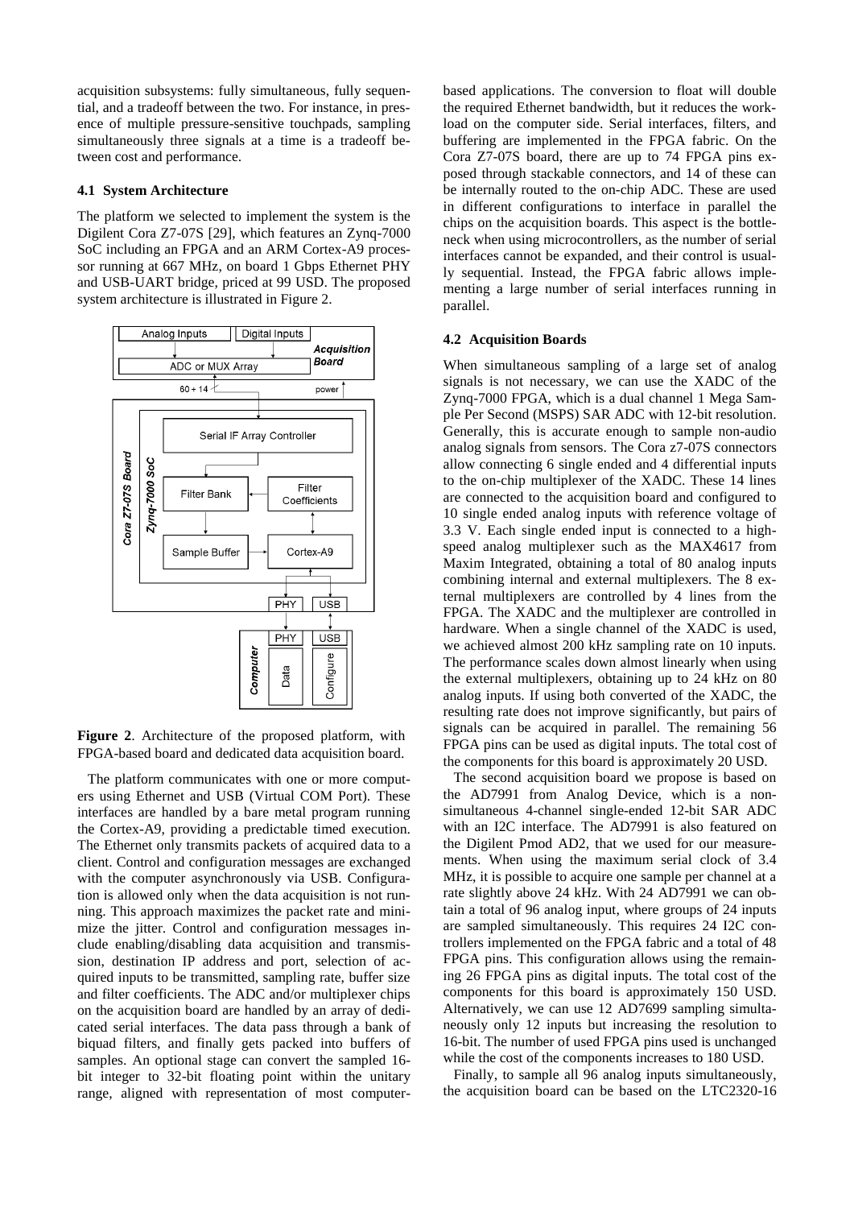acquisition subsystems: fully simultaneous, fully sequential, and a tradeoff between the two. For instance, in presence of multiple pressure-sensitive touchpads, sampling simultaneously three signals at a time is a tradeoff between cost and performance.

### 4.1 System Architecture

The platform we selected to implement the system is the Digilent Cora Z7-07S [29], which features an Zynq-7000 SoC including an FPGA and an ARM Cortex-A9 processor running at 667 MHz, on board 1 Gbps Ethernet PHY and USB-UART bridge, priced at 99 USD. The proposed system architecture is illustrated in Figure 2.

**Figure 2**. Architecture of the proposed platform, with FPGA-based board and dedicated data acquisition board.

The platform communicates with one or more computers using Ethernet and USB (Virtual COM Port). These interfaces are handled by a bare metal program running the Cortex-A9, providing a predictable timed execution. The Ethernet only transmits packets of acquired data to a client. Control and configuration messages are exchanged with the computer asynchronously via USB. Configuration is allowed only when the data acquisition is not running. This approach maximizes the packet rate and minimize the jitter. Control and configuration messages include enabling/disabling data acquisition and transmission, destination IP address and port, selection of acquired inputs to be transmitted, sampling rate, buffer size and filter coefficients. The ADC and/or multiplexer chips on the acquisition board are handled by an array of dedicated serial interfaces. The data pass through a bank of biquad filters, and finally gets packed into buffers of samples. An optional stage can convert the sampled 16-bit integer to 32-bit floating point within the unitary range, aligned with representation of most computer-based applications. The conversion to float will double the required Ethernet bandwidth, but it reduces the workload on the computer side. Serial interfaces, filters, and buffering are implemented in the FPGA fabric. On the Cora Z7-07S board, there are up to 74 FPGA pins exposed through stackable connectors, and 14 of these can be internally routed to the on-chip ADC. These are used in different configurations to interface in parallel the chips on the acquisition boards. This aspect is the bottleneck when using microcontrollers, as the number of serial interfaces cannot be expanded, and their control is usually sequential. Instead, the FPGA fabric allows implementing a large number of serial interfaces running in parallel.

### 4.2 Acquisition Boards

When simultaneous sampling of a large set of analog signals is not necessary, we can use the XADC of the Zynq-7000 FPGA, which is a dual channel 1 Mega Sample Per Second (MSPS) SAR ADC with 12-bit resolution. Generally, this is accurate enough to sample non-audio analog signals from sensors. The Cora z7-07S connectors allow connecting 6 single ended and 4 differential inputs to the on-chip multiplexer of the XADC. These 14 lines are connected to the acquisition board and configured to 10 single ended analog inputs with reference voltage of 3.3 V. Each single ended input is connected to a high-speed analog multiplexer such as the MAX4617 from Maxim Integrated, obtaining a total of 80 analog inputs combining internal and external multiplexers. The 8 external multiplexers are controlled by 4 lines from the FPGA. The XADC and the multiplexer are controlled in hardware. When a single channel of the XADC is used, we achieved almost 200 kHz sampling rate on 10 inputs. The performance scales down almost linearly when using the external multiplexers, obtaining up to 24 kHz on 80 analog inputs. If using both converted of the XADC, the resulting rate does not improve significantly, but pairs of signals can be acquired in parallel. The remaining 56 FPGA pins can be used as digital inputs. The total cost of the components for this board is approximately 20 USD.

The second acquisition board we propose is based on the AD7991 from Analog Device, which is a non-simultaneous 4-channel single-ended 12-bit SAR ADC with an I2C interface. The AD7991 is also featured on the Digilent Pmod AD2, that we used for our measurements. When using the maximum serial clock of 3.4 MHz, it is possible to acquire one sample per channel at a rate slightly above 24 kHz. With 24 AD7991 we can obtain a total of 96 analog input, where groups of 24 inputs are sampled simultaneously. This requires 24 I2C controllers implemented on the FPGA fabric and a total of 48 FPGA pins. This configuration allows using the remaining 26 FPGA pins as digital inputs. The total cost of the components for this board is approximately 150 USD. Alternatively, we can use 12 AD7699 sampling simultaneously only 12 inputs but increasing the resolution to 16-bit. The number of used FPGA pins used is unchanged while the cost of the components increases to 180 USD.

Finally, to sample all 96 analog inputs simultaneously, the acquisition board can be based on the LTC2320-16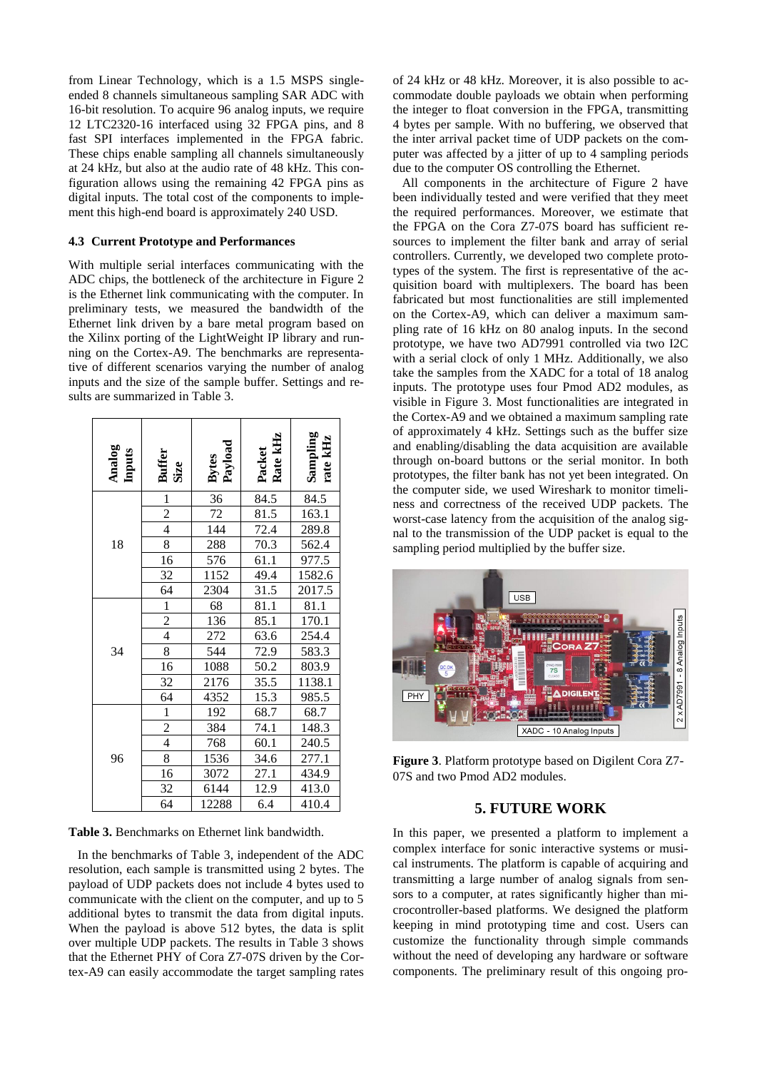from Linear Technology, which is a 1.5 MSPS single-ended 8 channels simultaneous sampling SAR ADC with 16-bit resolution. To acquire 96 analog inputs, we require 12 LTC2320-16 interfaced using 32 FPGA pins, and 8 fast SPI interfaces implemented in the FPGA fabric. These chips enable sampling all channels simultaneously at 24 kHz, but also at the audio rate of 48 kHz. This configuration allows using the remaining 42 FPGA pins as digital inputs. The total cost of the components to implement this high-end board is approximately 240 USD.

### 4.3 Current Prototype and Performances

With multiple serial interfaces communicating with the ADC chips, the bottleneck of the architecture in Figure 2 is the Ethernet link communicating with the computer. In preliminary tests, we measured the bandwidth of the Ethernet link driven by a bare metal program based on the Xilinx porting of the LightWeight IP library and running on the Cortex-A9. The benchmarks are representative of different scenarios varying the number of analog inputs and the size of the sample buffer. Settings and results are summarized in Table 3.

| Analog Inputs | Buffer Size | Bytes Payload | Packet Rate kHz | Sampling rate kHz |
|---|---|---|---|---|
| 18 | 1 | 36 | 84.5 | 84.5 |
| | 2 | 72 | 81.5 | 163.1 |
| | 4 | 144 | 72.4 | 289.8 |
| | 8 | 288 | 70.3 | 562.4 |
| | 16 | 576 | 61.1 | 977.5 |
| | 32 | 1152 | 49.4 | 1582.6 |
| | 64 | 2304 | 31.5 | 2017.5 |
| 34 | 1 | 68 | 81.1 | 81.1 |
| | 2 | 136 | 85.1 | 170.1 |
| | 4 | 272 | 63.6 | 254.4 |
| | 8 | 544 | 72.9 | 583.3 |
| | 16 | 1088 | 50.2 | 803.9 |
| | 32 | 2176 | 35.5 | 1138.1 |
| | 64 | 4352 | 15.3 | 985.5 |
| 96 | 1 | 192 | 68.7 | 68.7 |
| | 2 | 384 | 74.1 | 148.3 |
| | 4 | 768 | 60.1 | 240.5 |
| | 8 | 1536 | 34.6 | 277.1 |
| | 16 | 3072 | 27.1 | 434.9 |
| | 32 | 6144 | 12.9 | 413.0 |
| | 64 | 12288 | 6.4 | 410.4 |

**Table 3.** Benchmarks on Ethernet link bandwidth.

In the benchmarks of Table 3, independent of the ADC resolution, each sample is transmitted using 2 bytes. The payload of UDP packets does not include 4 bytes used to communicate with the client on the computer, and up to 5 additional bytes to transmit the data from digital inputs. When the payload is above 512 bytes, the data is split over multiple UDP packets. The results in Table 3 shows that the Ethernet PHY of Cora Z7-07S driven by the Cortex-A9 can easily accommodate the target sampling rates of 24 kHz or 48 kHz. Moreover, it is also possible to accommodate double payloads we obtain when performing the integer to float conversion in the FPGA, transmitting 4 bytes per sample. With no buffering, we observed that the inter arrival packet time of UDP packets on the computer was affected by a jitter of up to 4 sampling periods due to the computer OS controlling the Ethernet.

All components in the architecture of Figure 2 have been individually tested and were verified that they meet the required performances. Moreover, we estimate that the FPGA on the Cora Z7-07S board has sufficient resources to implement the filter bank and array of serial controllers. Currently, we developed two complete prototypes of the system. The first is representative of the acquisition board with multiplexers. The board has been fabricated but most functionalities are still implemented on the Cortex-A9, which can deliver a maximum sampling rate of 16 kHz on 80 analog inputs. In the second prototype, we have two AD7991 controlled via two I2C with a serial clock of only 1 MHz. Additionally, we also take the samples from the XADC for a total of 18 analog inputs. The prototype uses four Pmod AD2 modules, as visible in Figure 3. Most functionalities are integrated in the Cortex-A9 and we obtained a maximum sampling rate of approximately 4 kHz. Settings such as the buffer size and enabling/disabling the data acquisition are available through on-board buttons or the serial monitor. In both prototypes, the filter bank has not yet been integrated. On the computer side, we used Wireshark to monitor timeliness and correctness of the received UDP packets. The worst-case latency from the acquisition of the analog signal to the transmission of the UDP packet is equal to the sampling period multiplied by the buffer size.

**Figure 3**. Platform prototype based on Digilent Cora Z7-07S and two Pmod AD2 modules.

## 5. FUTURE WORK

In this paper, we presented a platform to implement a complex interface for sonic interactive systems or musical instruments. The platform is capable of acquiring and transmitting a large number of analog signals from sensors to a computer, at rates significantly higher than microcontroller-based platforms. We designed the platform keeping in mind prototyping time and cost. Users can customize the functionality through simple commands without the need of developing any hardware or software components. The preliminary result of this ongoing pro-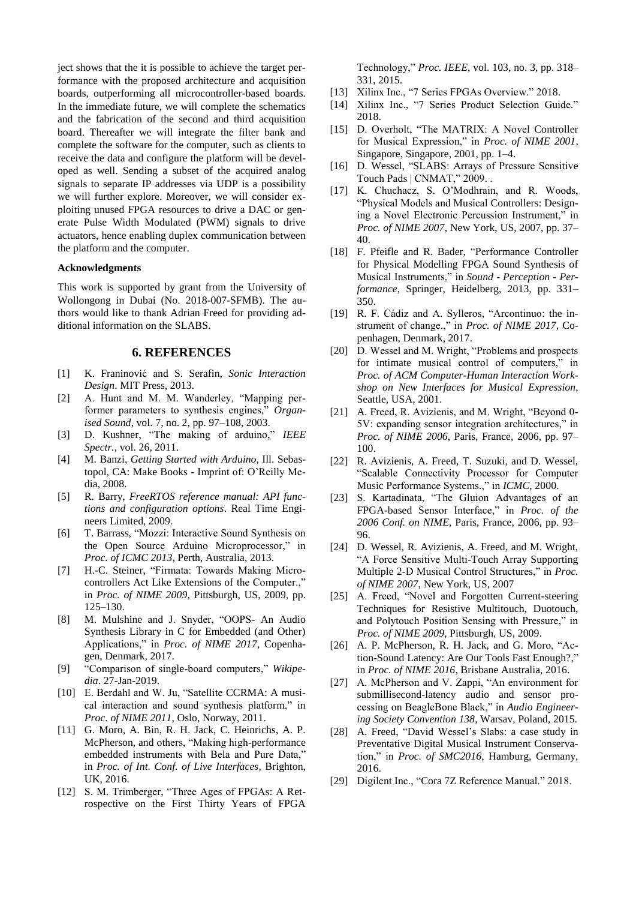ject shows that the it is possible to achieve the target performance with the proposed architecture and acquisition boards, outperforming all microcontroller-based boards. In the immediate future, we will complete the schematics and the fabrication of the second and third acquisition board. Thereafter we will integrate the filter bank and complete the software for the computer, such as clients to receive the data and configure the platform will be developed as well. Sending a subset of the acquired analog signals to separate IP addresses via UDP is a possibility we will further explore. Moreover, we will consider exploiting unused FPGA resources to drive a DAC or generate Pulse Width Modulated (PWM) signals to drive actuators, hence enabling duplex communication between the platform and the computer.

### Acknowledgments

This work is supported by grant from the University of Wollongong in Dubai (No. 2018-007-SFMB). The authors would like to thank Adrian Freed for providing additional information on the SLABS.

## 6. REFERENCES

[1] K. Franinović and S. Serafin, *Sonic Interaction Design*. MIT Press, 2013.

[2] A. Hunt and M. M. Wanderley, "Mapping performer parameters to synthesis engines," *Organised Sound*, vol. 7, no. 2, pp. 97–108, 2003.

[3] D. Kushner, "The making of arduino," *IEEE Spectr.*, vol. 26, 2011.

[4] M. Banzi, *Getting Started with Arduino*, Ill. Sebastopol, CA: Make Books - Imprint of: O'Reilly Media, 2008.

[5] R. Barry, *FreeRTOS reference manual: API functions and configuration options*. Real Time Engineers Limited, 2009.

[6] T. Barrass, "Mozzi: Interactive Sound Synthesis on the Open Source Arduino Microprocessor," in *Proc. of ICMC 2013*, Perth, Australia, 2013.

[7] H.-C. Steiner, "Firmata: Towards Making Microcontrollers Act Like Extensions of the Computer.," in *Proc. of NIME 2009*, Pittsburgh, US, 2009, pp. 125–130.

[8] M. Mulshine and J. Snyder, "OOPS- An Audio Synthesis Library in C for Embedded (and Other) Applications," in *Proc. of NIME 2017*, Copenhagen, Denmark, 2017.

[9] "Comparison of single-board computers," *Wikipedia*. 27-Jan-2019.

[10] E. Berdahl and W. Ju, "Satellite CCRMA: A musical interaction and sound synthesis platform," in *Proc. of NIME 2011*, Oslo, Norway, 2011.

[11] G. Moro, A. Bin, R. H. Jack, C. Heinrichs, A. P. McPherson, and others, "Making high-performance embedded instruments with Bela and Pure Data," in *Proc. of Int. Conf. of Live Interfaces*, Brighton, UK, 2016.

[12] S. M. Trimberger, "Three Ages of FPGAs: A Retrospective on the First Thirty Years of FPGA Technology," *Proc. IEEE*, vol. 103, no. 3, pp. 318–331, 2015.

[13] Xilinx Inc., "7 Series FPGAs Overview." 2018.

[14] Xilinx Inc., "7 Series Product Selection Guide." 2018.

[15] D. Overholt, "The MATRIX: A Novel Controller for Musical Expression," in *Proc. of NIME 2001*, Singapore, Singapore, 2001, pp. 1–4.

[16] D. Wessel, "SLABS: Arrays of Pressure Sensitive Touch Pads | CNMAT," 2009. .

[17] K. Chuchacz, S. O'Modhrain, and R. Woods, "Physical Models and Musical Controllers: Designing a Novel Electronic Percussion Instrument," in *Proc. of NIME 2007*, New York, US, 2007, pp. 37–40.

[18] F. Pfeifle and R. Bader, "Performance Controller for Physical Modelling FPGA Sound Synthesis of Musical Instruments," in *Sound - Perception - Performance*, Springer, Heidelberg, 2013, pp. 331–350.

[19] R. F. Cádiz and A. Sylleros, "Arcontinuo: the instrument of change.," in *Proc. of NIME 2017*, Copenhagen, Denmark, 2017.

[20] D. Wessel and M. Wright, "Problems and prospects for intimate musical control of computers," in *Proc. of ACM Computer-Human Interaction Workshop on New Interfaces for Musical Expression*, Seattle, USA, 2001.

[21] A. Freed, R. Avizienis, and M. Wright, "Beyond 0-5V: expanding sensor integration architectures," in *Proc. of NIME 2006*, Paris, France, 2006, pp. 97–100.

[22] R. Avizienis, A. Freed, T. Suzuki, and D. Wessel, "Scalable Connectivity Processor for Computer Music Performance Systems.," in *ICMC*, 2000.

[23] S. Kartadinata, "The Gluion Advantages of an FPGA-based Sensor Interface," in *Proc. of the 2006 Conf. on NIME*, Paris, France, 2006, pp. 93–96.

[24] D. Wessel, R. Avizienis, A. Freed, and M. Wright, "A Force Sensitive Multi-Touch Array Supporting Multiple 2-D Musical Control Structures," in *Proc. of NIME 2007*, New York, US, 2007

[25] A. Freed, "Novel and Forgotten Current-steering Techniques for Resistive Multitouch, Duotouch, and Polytouch Position Sensing with Pressure," in *Proc. of NIME 2009*, Pittsburgh, US, 2009.

[26] A. P. McPherson, R. H. Jack, and G. Moro, "Action-Sound Latency: Are Our Tools Fast Enough?," in *Proc. of NIME 2016*, Brisbane Australia, 2016.

[27] A. McPherson and V. Zappi, "An environment for submillisecond-latency audio and sensor processing on BeagleBone Black," in *Audio Engineering Society Convention 138*, Warsav, Poland, 2015.

[28] A. Freed, "David Wessel's Slabs: a case study in Preventative Digital Musical Instrument Conservation," in *Proc. of SMC2016*, Hamburg, Germany, 2016.

[29] Digilent Inc., "Cora 7Z Reference Manual." 2018.